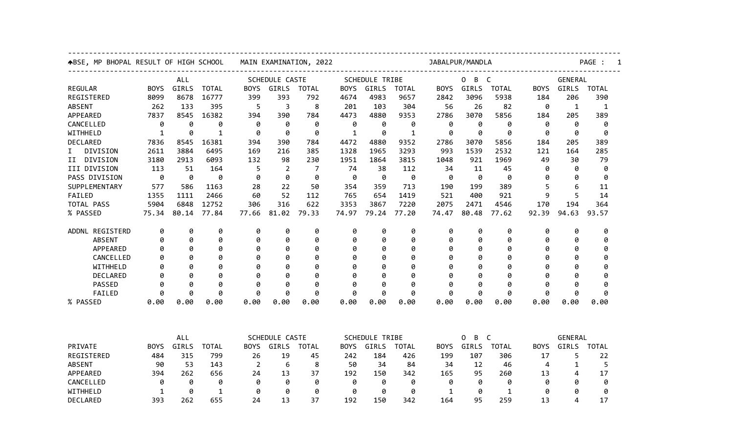BSE, MP BHOPAL RESULT OF HIGH SCHOOL MAIN EXAMINATION, 2022 JABALPUR/MANDLA

| | ALL | | | SCHEDULE CASTE | | | SCHEDULE TRIBE | | | O B C | | | GENERAL | | |
|---|---|---|---|---|---|---|---|---|---|---|---|---|---|---|---|
| REGULAR | BOYS | GIRLS | TOTAL | BOYS | GIRLS | TOTAL | BOYS | GIRLS | TOTAL | BOYS | GIRLS | TOTAL | BOYS | GIRLS | TOTAL |
| REGISTERED | 8099 | 8678 | 16777 | 399 | 393 | 792 | 4674 | 4983 | 9657 | 2842 | 3096 | 5938 | 184 | 206 | 390 |
| ABSENT | 262 | 133 | 395 | 5 | 3 | 8 | 201 | 103 | 304 | 56 | 26 | 82 | 0 | 1 | 1 |
| APPEARED | 7837 | 8545 | 16382 | 394 | 390 | 784 | 4473 | 4880 | 9353 | 2786 | 3070 | 5856 | 184 | 205 | 389 |
| CANCELLED | 0 | 0 | 0 | 0 | 0 | 0 | 0 | 0 | 0 | 0 | 0 | 0 | 0 | 0 | 0 |
| WITHHELD | 1 | 0 | 1 | 0 | 0 | 0 | 1 | 0 | 1 | 0 | 0 | 0 | 0 | 0 | 0 |
| DECLARED | 7836 | 8545 | 16381 | 394 | 390 | 784 | 4472 | 4880 | 9352 | 2786 | 3070 | 5856 | 184 | 205 | 389 |
| I DIVISION | 2611 | 3884 | 6495 | 169 | 216 | 385 | 1328 | 1965 | 3293 | 993 | 1539 | 2532 | 121 | 164 | 285 |
| II DIVISION | 3180 | 2913 | 6093 | 132 | 98 | 230 | 1951 | 1864 | 3815 | 1048 | 921 | 1969 | 49 | 30 | 79 |
| III DIVISION | 113 | 51 | 164 | 5 | 2 | 7 | 74 | 38 | 112 | 34 | 11 | 45 | 0 | 0 | 0 |
| PASS DIVISION | 0 | 0 | 0 | 0 | 0 | 0 | 0 | 0 | 0 | 0 | 0 | 0 | 0 | 0 | 0 |
| SUPPLEMENTARY | 577 | 586 | 1163 | 28 | 22 | 50 | 354 | 359 | 713 | 190 | 199 | 389 | 5 | 6 | 11 |
| FAILED | 1355 | 1111 | 2466 | 60 | 52 | 112 | 765 | 654 | 1419 | 521 | 400 | 921 | 9 | 5 | 14 |
| TOTAL PASS | 5904 | 6848 | 12752 | 306 | 316 | 622 | 3353 | 3867 | 7220 | 2075 | 2471 | 4546 | 170 | 194 | 364 |
| % PASSED | 75.34 | 80.14 | 77.84 | 77.66 | 81.02 | 79.33 | 74.97 | 79.24 | 77.20 | 74.47 | 80.48 | 77.62 | 92.39 | 94.63 | 93.57 |
| ADDNL REGISTERD | 0 | 0 | 0 | 0 | 0 | 0 | 0 | 0 | 0 | 0 | 0 | 0 | 0 | 0 | 0 |
| ABSENT | 0 | 0 | 0 | 0 | 0 | 0 | 0 | 0 | 0 | 0 | 0 | 0 | 0 | 0 | 0 |
| APPEARED | 0 | 0 | 0 | 0 | 0 | 0 | 0 | 0 | 0 | 0 | 0 | 0 | 0 | 0 | 0 |
| CANCELLED | 0 | 0 | 0 | 0 | 0 | 0 | 0 | 0 | 0 | 0 | 0 | 0 | 0 | 0 | 0 |
| WITHHELD | 0 | 0 | 0 | 0 | 0 | 0 | 0 | 0 | 0 | 0 | 0 | 0 | 0 | 0 | 0 |
| DECLARED | 0 | 0 | 0 | 0 | 0 | 0 | 0 | 0 | 0 | 0 | 0 | 0 | 0 | 0 | 0 |
| PASSED | 0 | 0 | 0 | 0 | 0 | 0 | 0 | 0 | 0 | 0 | 0 | 0 | 0 | 0 | 0 |
| FAILED | 0 | 0 | 0 | 0 | 0 | 0 | 0 | 0 | 0 | 0 | 0 | 0 | 0 | 0 | 0 |
| % PASSED | 0.00 | 0.00 | 0.00 | 0.00 | 0.00 | 0.00 | 0.00 | 0.00 | 0.00 | 0.00 | 0.00 | 0.00 | 0.00 | 0.00 | 0.00 |

| | ALL | | | SCHEDULE CASTE | | | SCHEDULE TRIBE | | | O B C | | | GENERAL | | |
|---|---|---|---|---|---|---|---|---|---|---|---|---|---|---|---|
| PRIVATE | BOYS | GIRLS | TOTAL | BOYS | GIRLS | TOTAL | BOYS | GIRLS | TOTAL | BOYS | GIRLS | TOTAL | BOYS | GIRLS | TOTAL |
| REGISTERED | 484 | 315 | 799 | 26 | 19 | 45 | 242 | 184 | 426 | 199 | 107 | 306 | 17 | 5 | 22 |
| ABSENT | 90 | 53 | 143 | 2 | 6 | 8 | 50 | 34 | 84 | 34 | 12 | 46 | 4 | 1 | 5 |
| APPEARED | 394 | 262 | 656 | 24 | 13 | 37 | 192 | 150 | 342 | 165 | 95 | 260 | 13 | 4 | 17 |
| CANCELLED | 0 | 0 | 0 | 0 | 0 | 0 | 0 | 0 | 0 | 0 | 0 | 0 | 0 | 0 | 0 |
| WITHHELD | 1 | 0 | 1 | 0 | 0 | 0 | 0 | 0 | 0 | 1 | 0 | 1 | 0 | 0 | 0 |
| DECLARED | 393 | 262 | 655 | 24 | 13 | 37 | 192 | 150 | 342 | 164 | 95 | 259 | 13 | 4 | 17 |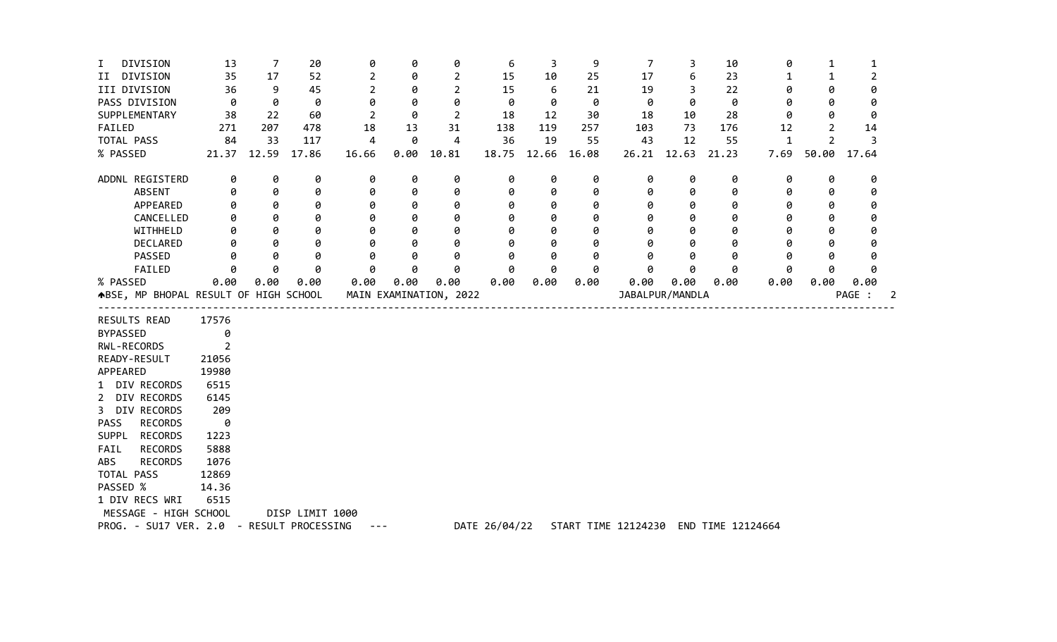| | | | | | | | | | | | | | | | |
|---|---|---|---|---|---|---|---|---|---|---|---|---|---|---|---|
| I DIVISION | 13 | 7 | 20 | 0 | 0 | 0 | 6 | 3 | 9 | 7 | 3 | 10 | 0 | 1 | 1 |
| II DIVISION | 35 | 17 | 52 | 2 | 0 | 2 | 15 | 10 | 25 | 17 | 6 | 23 | 1 | 1 | 2 |
| III DIVISION | 36 | 9 | 45 | 2 | 0 | 2 | 15 | 6 | 21 | 19 | 3 | 22 | 0 | 0 | 0 |
| PASS DIVISION | 0 | 0 | 0 | 0 | 0 | 0 | 0 | 0 | 0 | 0 | 0 | 0 | 0 | 0 | 0 |
| SUPPLEMENTARY | 38 | 22 | 60 | 2 | 0 | 2 | 18 | 12 | 30 | 18 | 10 | 28 | 0 | 0 | 0 |
| FAILED | 271 | 207 | 478 | 18 | 13 | 31 | 138 | 119 | 257 | 103 | 73 | 176 | 12 | 2 | 14 |
| TOTAL PASS | 84 | 33 | 117 | 4 | 0 | 4 | 36 | 19 | 55 | 43 | 12 | 55 | 1 | 2 | 3 |
| % PASSED | 21.37 | 12.59 | 17.86 | 16.66 | 0.00 | 10.81 | 18.75 | 12.66 | 16.08 | 26.21 | 12.63 | 21.23 | 7.69 | 50.00 | 17.64 |
| ADDNL REGISTERD | 0 | 0 | 0 | 0 | 0 | 0 | 0 | 0 | 0 | 0 | 0 | 0 | 0 | 0 | 0 |
| ABSENT | 0 | 0 | 0 | 0 | 0 | 0 | 0 | 0 | 0 | 0 | 0 | 0 | 0 | 0 | 0 |
| APPEARED | 0 | 0 | 0 | 0 | 0 | 0 | 0 | 0 | 0 | 0 | 0 | 0 | 0 | 0 | 0 |
| CANCELLED | 0 | 0 | 0 | 0 | 0 | 0 | 0 | 0 | 0 | 0 | 0 | 0 | 0 | 0 | 0 |
| WITHHELD | 0 | 0 | 0 | 0 | 0 | 0 | 0 | 0 | 0 | 0 | 0 | 0 | 0 | 0 | 0 |
| DECLARED | 0 | 0 | 0 | 0 | 0 | 0 | 0 | 0 | 0 | 0 | 0 | 0 | 0 | 0 | 0 |
| PASSED | 0 | 0 | 0 | 0 | 0 | 0 | 0 | 0 | 0 | 0 | 0 | 0 | 0 | 0 | 0 |
| FAILED | 0 | 0 | 0 | 0 | 0 | 0 | 0 | 0 | 0 | 0 | 0 | 0 | 0 | 0 | 0 |
| % PASSED | 0.00 | 0.00 | 0.00 | 0.00 | 0.00 | 0.00 | 0.00 | 0.00 | 0.00 | 0.00 | 0.00 | 0.00 | 0.00 | 0.00 | 0.00 |

BSE, MP BHOPAL RESULT OF HIGH SCHOOL MAIN EXAMINATION, 2022 JABALPUR/MANDLA

---

| | |
|---|---|
| RESULTS READ | 17576 |
| BYPASSED | 0 |
| RWL-RECORDS | 2 |
| READY-RESULT | 21056 |
| APPEARED | 19980 |
| 1 DIV RECORDS | 6515 |
| 2 DIV RECORDS | 6145 |
| 3 DIV RECORDS | 209 |
| PASS RECORDS | 0 |
| SUPPL RECORDS | 1223 |
| FAIL RECORDS | 5888 |
| ABS RECORDS | 1076 |
| TOTAL PASS | 12869 |
| PASSED % | 14.36 |
| 1 DIV RECS WRI | 6515 |

MESSAGE - HIGH SCHOOL DISP LIMIT 1000

PROG. - SU17 VER. 2.0 - RESULT PROCESSING --- DATE 26/04/22 START TIME 12124230 END TIME 12124664